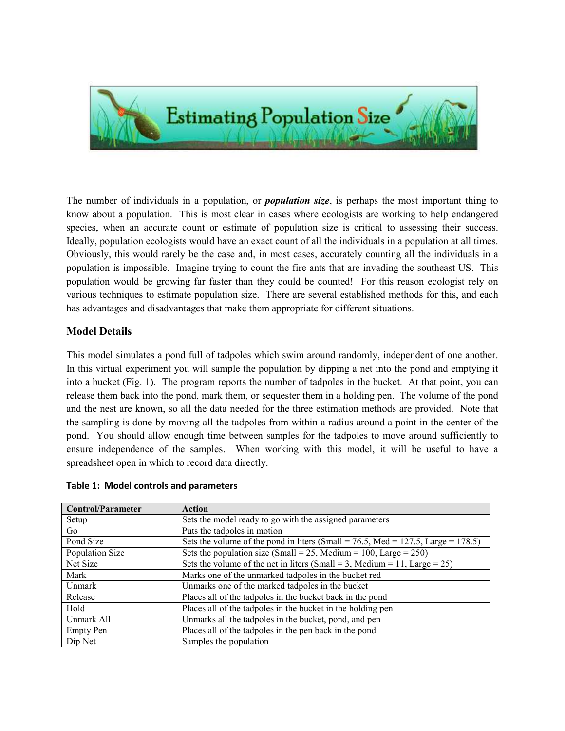# Estimating Population Size

The number of individuals in a population, or ***population size***, is perhaps the most important thing to know about a population. This is most clear in cases where ecologists are working to help endangered species, when an accurate count or estimate of population size is critical to assessing their success. Ideally, population ecologists would have an exact count of all the individuals in a population at all times. Obviously, this would rarely be the case and, in most cases, accurately counting all the individuals in a population is impossible. Imagine trying to count the fire ants that are invading the southeast US. This population would be growing far faster than they could be counted! For this reason ecologist rely on various techniques to estimate population size. There are several established methods for this, and each has advantages and disadvantages that make them appropriate for different situations.

## Model Details

This model simulates a pond full of tadpoles which swim around randomly, independent of one another. In this virtual experiment you will sample the population by dipping a net into the pond and emptying it into a bucket (Fig. 1). The program reports the number of tadpoles in the bucket. At that point, you can release them back into the pond, mark them, or sequester them in a holding pen. The volume of the pond and the nest are known, so all the data needed for the three estimation methods are provided. Note that the sampling is done by moving all the tadpoles from within a radius around a point in the center of the pond. You should allow enough time between samples for the tadpoles to move around sufficiently to ensure independence of the samples. When working with this model, it will be useful to have a spreadsheet open in which to record data directly.

**Table 1: Model controls and parameters**

| Control/Parameter | Action |
|---|---|
| Setup | Sets the model ready to go with the assigned parameters |
| Go | Puts the tadpoles in motion |
| Pond Size | Sets the volume of the pond in liters (Small = 76.5, Med = 127.5, Large = 178.5) |
| Population Size | Sets the population size (Small = 25, Medium = 100, Large = 250) |
| Net Size | Sets the volume of the net in liters (Small = 3, Medium = 11, Large = 25) |
| Mark | Marks one of the unmarked tadpoles in the bucket red |
| Unmark | Unmarks one of the marked tadpoles in the bucket |
| Release | Places all of the tadpoles in the bucket back in the pond |
| Hold | Places all of the tadpoles in the bucket in the holding pen |
| Unmark All | Unmarks all the tadpoles in the bucket, pond, and pen |
| Empty Pen | Places all of the tadpoles in the pen back in the pond |
| Dip Net | Samples the population |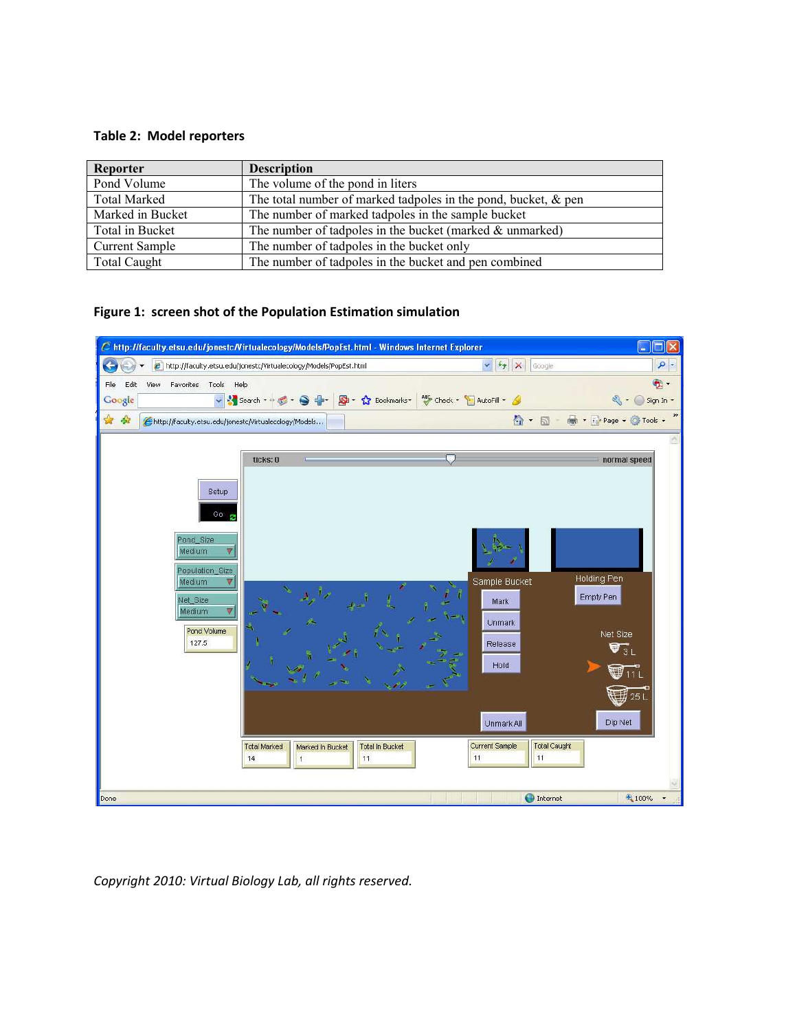**Table 2: Model reporters**

| Reporter | Description |
|---|---|
| Pond Volume | The volume of the pond in liters |
| Total Marked | The total number of marked tadpoles in the pond, bucket, & pen |
| Marked in Bucket | The number of marked tadpoles in the sample bucket |
| Total in Bucket | The number of tadpoles in the bucket (marked & unmarked) |
| Current Sample | The number of tadpoles in the bucket only |
| Total Caught | The number of tadpoles in the bucket and pen combined |

**Figure 1: screen shot of the Population Estimation simulation**

*Copyright 2010: Virtual Biology Lab, all rights reserved.*